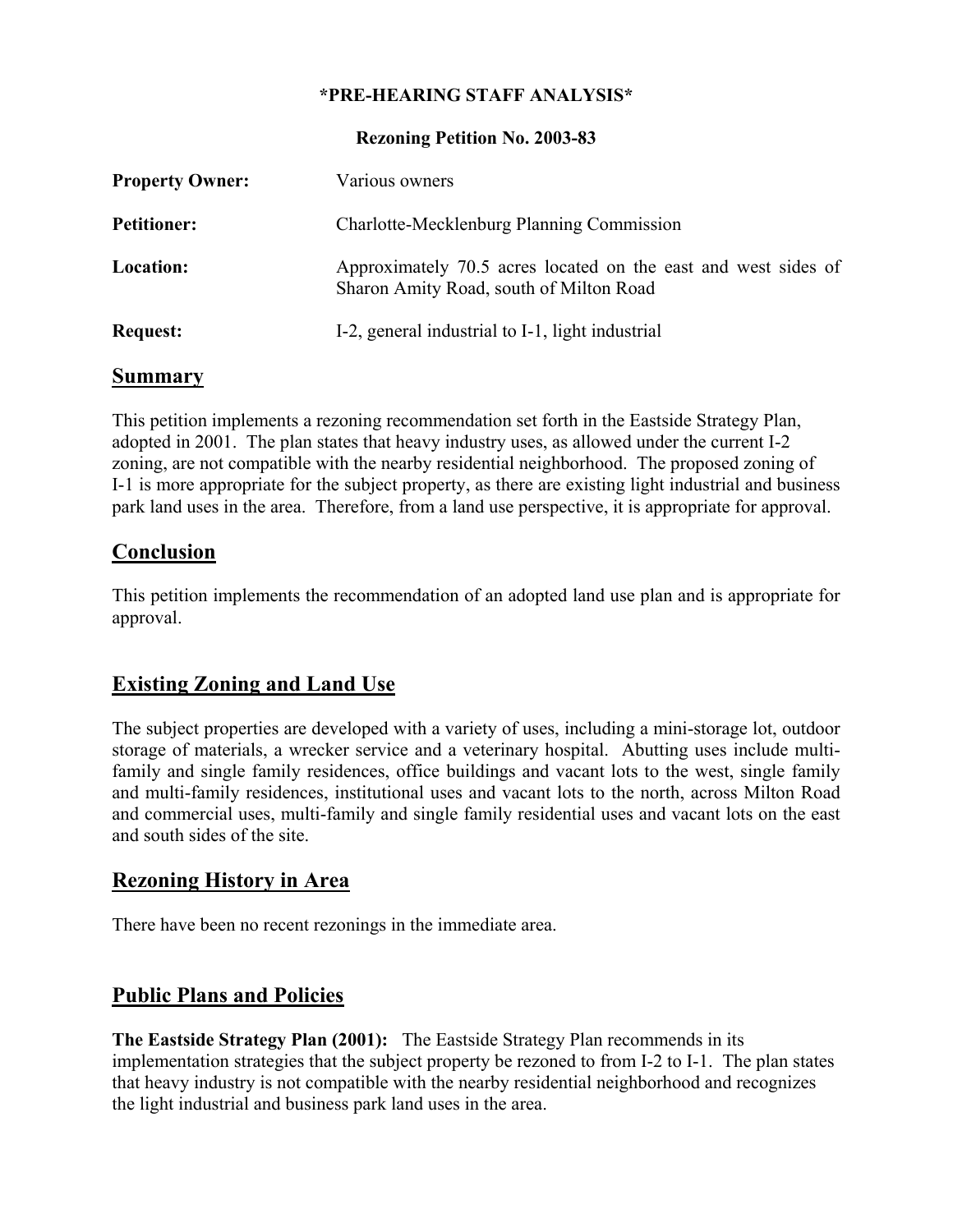**\*PRE-HEARING STAFF ANALYSIS\***

**Rezoning Petition No. 2003-83**

**Property Owner:** Various owners

**Petitioner:** Charlotte-Mecklenburg Planning Commission

**Location:** Approximately 70.5 acres located on the east and west sides of Sharon Amity Road, south of Milton Road

**Request:** I-2, general industrial to I-1, light industrial

## Summary

This petition implements a rezoning recommendation set forth in the Eastside Strategy Plan, adopted in 2001. The plan states that heavy industry uses, as allowed under the current I-2 zoning, are not compatible with the nearby residential neighborhood. The proposed zoning of I-1 is more appropriate for the subject property, as there are existing light industrial and business park land uses in the area. Therefore, from a land use perspective, it is appropriate for approval.

## Conclusion

This petition implements the recommendation of an adopted land use plan and is appropriate for approval.

## Existing Zoning and Land Use

The subject properties are developed with a variety of uses, including a mini-storage lot, outdoor storage of materials, a wrecker service and a veterinary hospital. Abutting uses include multi-family and single family residences, office buildings and vacant lots to the west, single family and multi-family residences, institutional uses and vacant lots to the north, across Milton Road and commercial uses, multi-family and single family residential uses and vacant lots on the east and south sides of the site.

## Rezoning History in Area

There have been no recent rezonings in the immediate area.

## Public Plans and Policies

**The Eastside Strategy Plan (2001):** The Eastside Strategy Plan recommends in its implementation strategies that the subject property be rezoned to from I-2 to I-1. The plan states that heavy industry is not compatible with the nearby residential neighborhood and recognizes the light industrial and business park land uses in the area.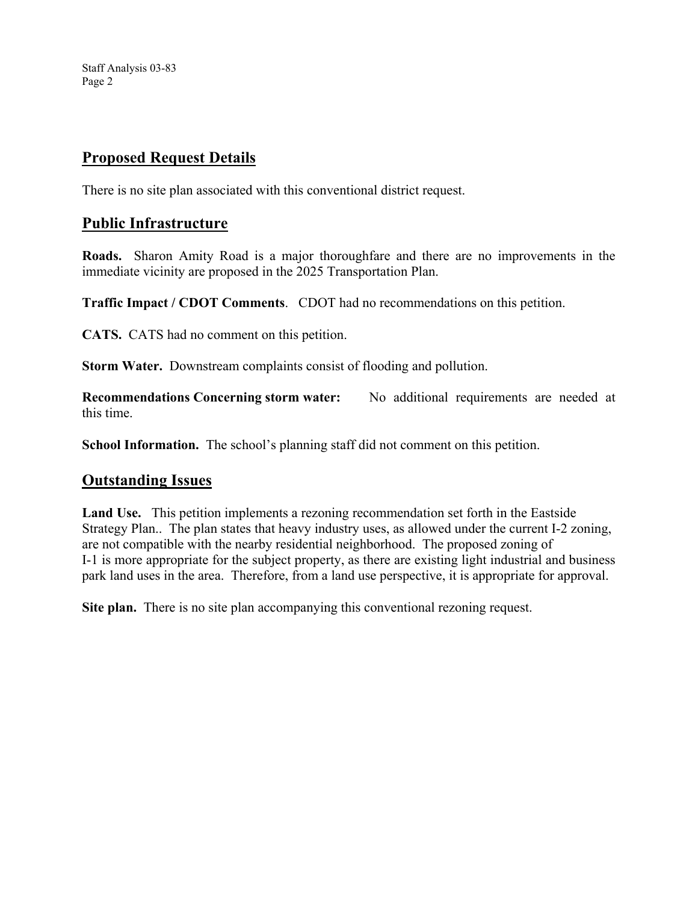## Proposed Request Details

There is no site plan associated with this conventional district request.

## Public Infrastructure

**Roads.** Sharon Amity Road is a major thoroughfare and there are no improvements in the immediate vicinity are proposed in the 2025 Transportation Plan.

**Traffic Impact / CDOT Comments**. CDOT had no recommendations on this petition.

**CATS.** CATS had no comment on this petition.

**Storm Water.** Downstream complaints consist of flooding and pollution.

**Recommendations Concerning storm water:** No additional requirements are needed at this time.

**School Information.** The school's planning staff did not comment on this petition.

## Outstanding Issues

**Land Use.** This petition implements a rezoning recommendation set forth in the Eastside Strategy Plan.. The plan states that heavy industry uses, as allowed under the current I-2 zoning, are not compatible with the nearby residential neighborhood. The proposed zoning of I-1 is more appropriate for the subject property, as there are existing light industrial and business park land uses in the area. Therefore, from a land use perspective, it is appropriate for approval.

**Site plan.** There is no site plan accompanying this conventional rezoning request.